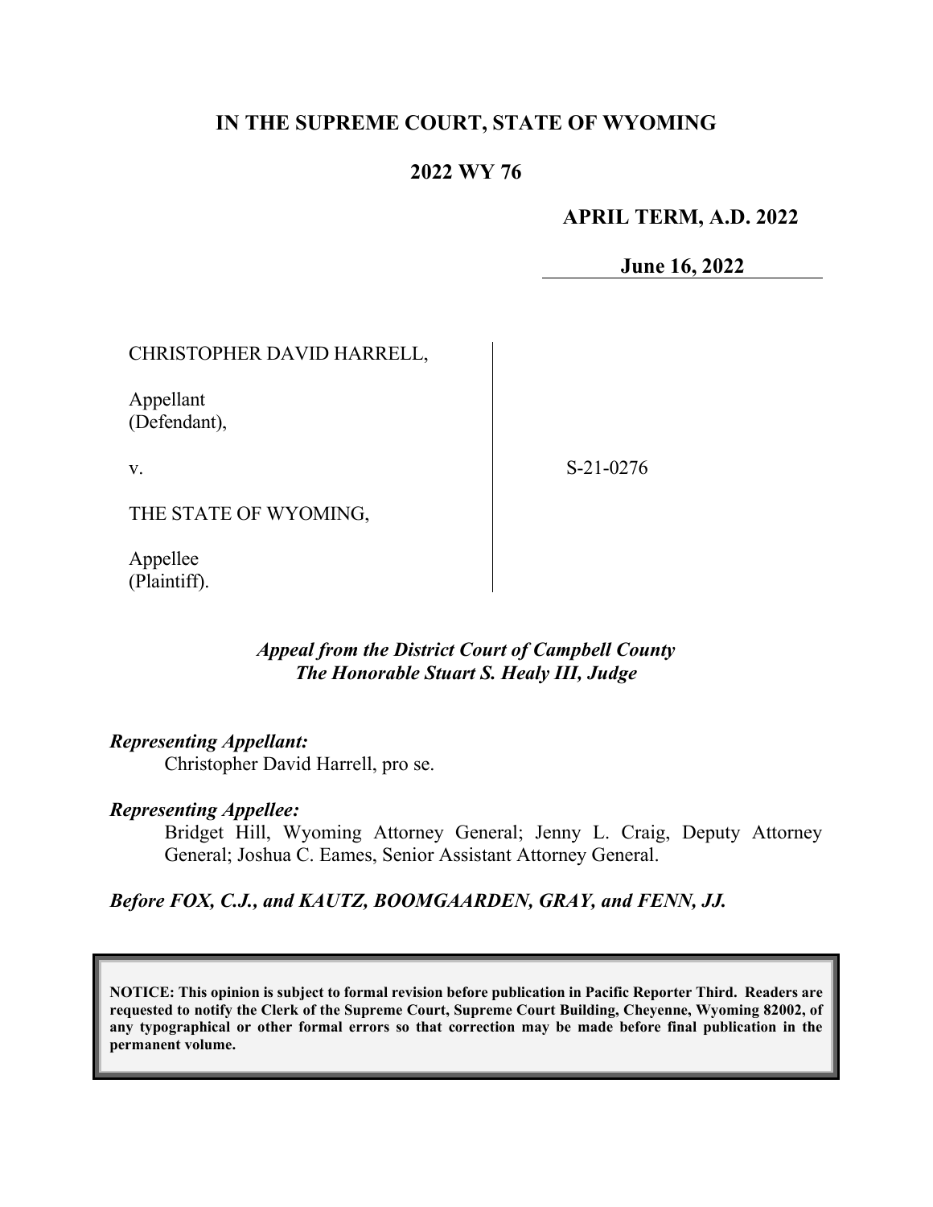# IN THE SUPREME COURT, STATE OF WYOMING

## 2022 WY 76

**APRIL TERM, A.D. 2022**

**June 16, 2022**

CHRISTOPHER DAVID HARRELL,

Appellant
(Defendant),

v.

THE STATE OF WYOMING,

Appellee
(Plaintiff).

S-21-0276

*Appeal from the District Court of Campbell County*
*The Honorable Stuart S. Healy III, Judge*

***Representing Appellant:***
Christopher David Harrell, pro se.

***Representing Appellee:***
Bridget Hill, Wyoming Attorney General; Jenny L. Craig, Deputy Attorney General; Joshua C. Eames, Senior Assistant Attorney General.

***Before FOX, C.J., and KAUTZ, BOOMGAARDEN, GRAY, and FENN, JJ.***

**NOTICE: This opinion is subject to formal revision before publication in Pacific Reporter Third. Readers are requested to notify the Clerk of the Supreme Court, Supreme Court Building, Cheyenne, Wyoming 82002, of any typographical or other formal errors so that correction may be made before final publication in the permanent volume.**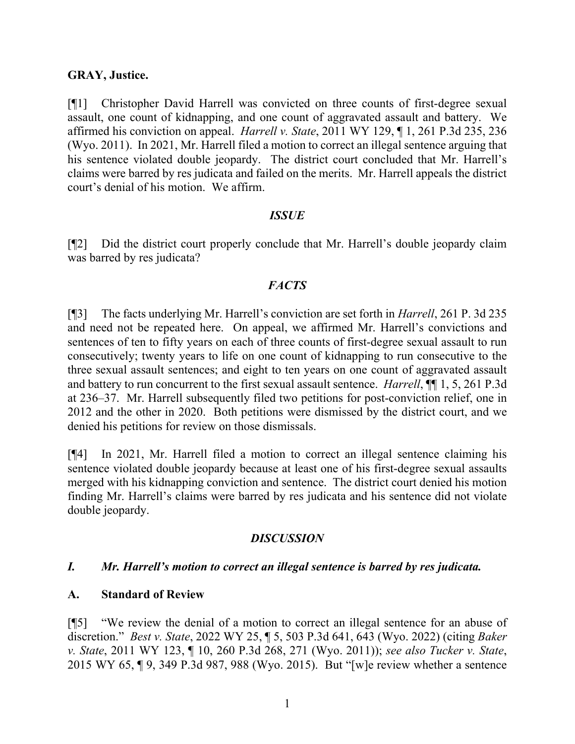**GRAY, Justice.**

[¶1] Christopher David Harrell was convicted on three counts of first-degree sexual assault, one count of kidnapping, and one count of aggravated assault and battery. We affirmed his conviction on appeal. *Harrell v. State*, 2011 WY 129, ¶ 1, 261 P.3d 235, 236 (Wyo. 2011). In 2021, Mr. Harrell filed a motion to correct an illegal sentence arguing that his sentence violated double jeopardy. The district court concluded that Mr. Harrell's claims were barred by res judicata and failed on the merits. Mr. Harrell appeals the district court's denial of his motion. We affirm.

## *ISSUE*

[¶2] Did the district court properly conclude that Mr. Harrell's double jeopardy claim was barred by res judicata?

## *FACTS*

[¶3] The facts underlying Mr. Harrell's conviction are set forth in *Harrell*, 261 P. 3d 235 and need not be repeated here. On appeal, we affirmed Mr. Harrell's convictions and sentences of ten to fifty years on each of three counts of first-degree sexual assault to run consecutively; twenty years to life on one count of kidnapping to run consecutive to the three sexual assault sentences; and eight to ten years on one count of aggravated assault and battery to run concurrent to the first sexual assault sentence. *Harrell*, ¶¶ 1, 5, 261 P.3d at 236–37. Mr. Harrell subsequently filed two petitions for post-conviction relief, one in 2012 and the other in 2020. Both petitions were dismissed by the district court, and we denied his petitions for review on those dismissals.

[¶4] In 2021, Mr. Harrell filed a motion to correct an illegal sentence claiming his sentence violated double jeopardy because at least one of his first-degree sexual assaults merged with his kidnapping conviction and sentence. The district court denied his motion finding Mr. Harrell's claims were barred by res judicata and his sentence did not violate double jeopardy.

## *DISCUSSION*

### *I. Mr. Harrell's motion to correct an illegal sentence is barred by res judicata.*

### A. Standard of Review

[¶5] "We review the denial of a motion to correct an illegal sentence for an abuse of discretion." *Best v. State*, 2022 WY 25, ¶ 5, 503 P.3d 641, 643 (Wyo. 2022) (citing *Baker v. State*, 2011 WY 123, ¶ 10, 260 P.3d 268, 271 (Wyo. 2011)); *see also Tucker v. State*, 2015 WY 65, ¶ 9, 349 P.3d 987, 988 (Wyo. 2015). But "[w]e review whether a sentence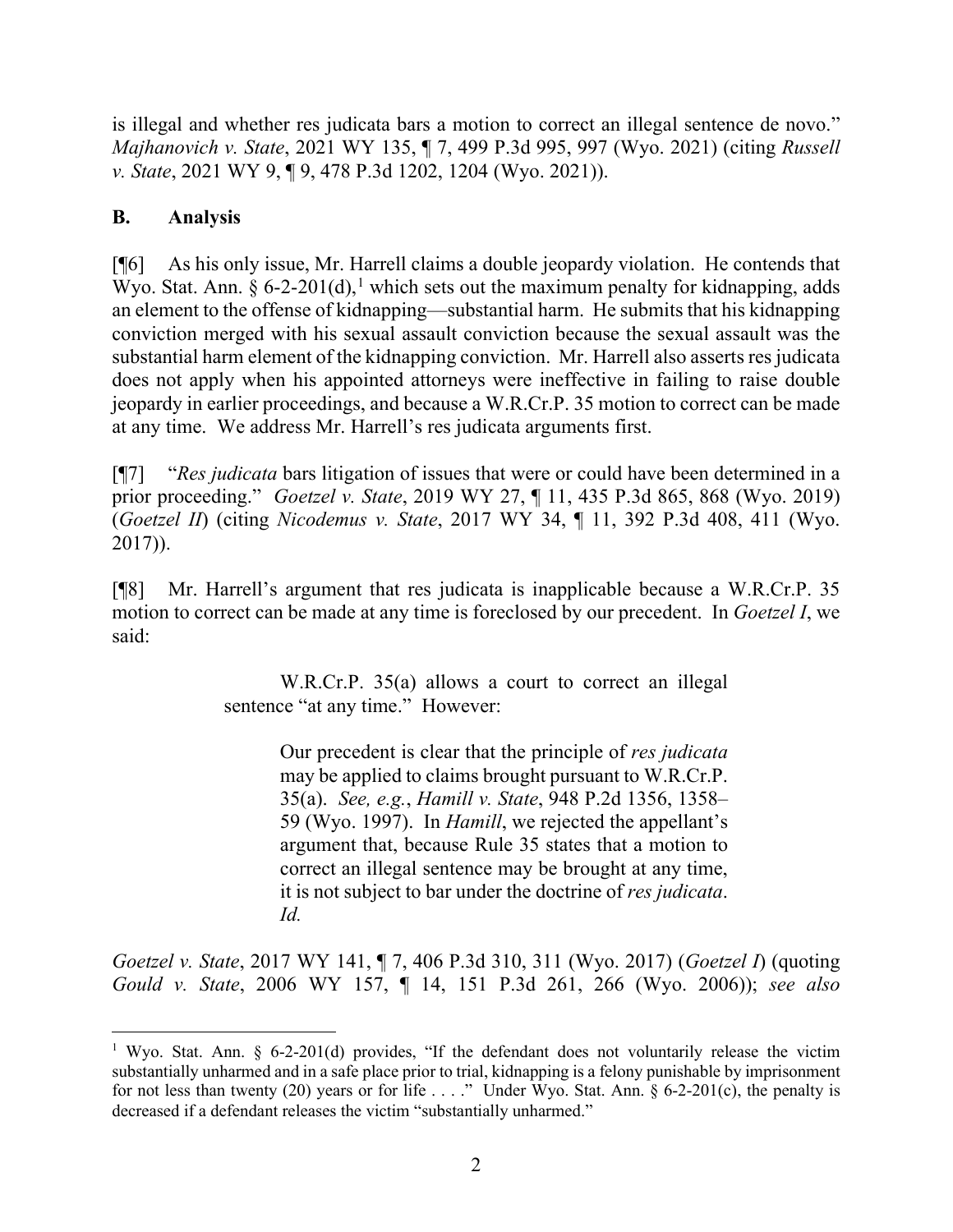is illegal and whether res judicata bars a motion to correct an illegal sentence de novo." *Majhanovich v. State*, 2021 WY 135, ¶ 7, 499 P.3d 995, 997 (Wyo. 2021) (citing *Russell v. State*, 2021 WY 9, ¶ 9, 478 P.3d 1202, 1204 (Wyo. 2021)).

## B. Analysis

[¶6] As his only issue, Mr. Harrell claims a double jeopardy violation. He contends that Wyo. Stat. Ann. § 6-2-201(d),[1] which sets out the maximum penalty for kidnapping, adds an element to the offense of kidnapping—substantial harm. He submits that his kidnapping conviction merged with his sexual assault conviction because the sexual assault was the substantial harm element of the kidnapping conviction. Mr. Harrell also asserts res judicata does not apply when his appointed attorneys were ineffective in failing to raise double jeopardy in earlier proceedings, and because a W.R.Cr.P. 35 motion to correct can be made at any time. We address Mr. Harrell's res judicata arguments first.

[¶7] "*Res judicata* bars litigation of issues that were or could have been determined in a prior proceeding." *Goetzel v. State*, 2019 WY 27, ¶ 11, 435 P.3d 865, 868 (Wyo. 2019) (*Goetzel II*) (citing *Nicodemus v. State*, 2017 WY 34, ¶ 11, 392 P.3d 408, 411 (Wyo. 2017)).

[¶8] Mr. Harrell's argument that res judicata is inapplicable because a W.R.Cr.P. 35 motion to correct can be made at any time is foreclosed by our precedent. In *Goetzel I*, we said:

> W.R.Cr.P. 35(a) allows a court to correct an illegal sentence "at any time." However:
>
> > Our precedent is clear that the principle of *res judicata* may be applied to claims brought pursuant to W.R.Cr.P. 35(a). *See, e.g.*, *Hamill v. State*, 948 P.2d 1356, 1358–59 (Wyo. 1997). In *Hamill*, we rejected the appellant's argument that, because Rule 35 states that a motion to correct an illegal sentence may be brought at any time, it is not subject to bar under the doctrine of *res judicata*. *Id.*

*Goetzel v. State*, 2017 WY 141, ¶ 7, 406 P.3d 310, 311 (Wyo. 2017) (*Goetzel I*) (quoting *Gould v. State*, 2006 WY 157, ¶ 14, 151 P.3d 261, 266 (Wyo. 2006)); *see also*

---

[1] Wyo. Stat. Ann. § 6-2-201(d) provides, "If the defendant does not voluntarily release the victim substantially unharmed and in a safe place prior to trial, kidnapping is a felony punishable by imprisonment for not less than twenty (20) years or for life . . . ." Under Wyo. Stat. Ann. § 6-2-201(c), the penalty is decreased if a defendant releases the victim "substantially unharmed."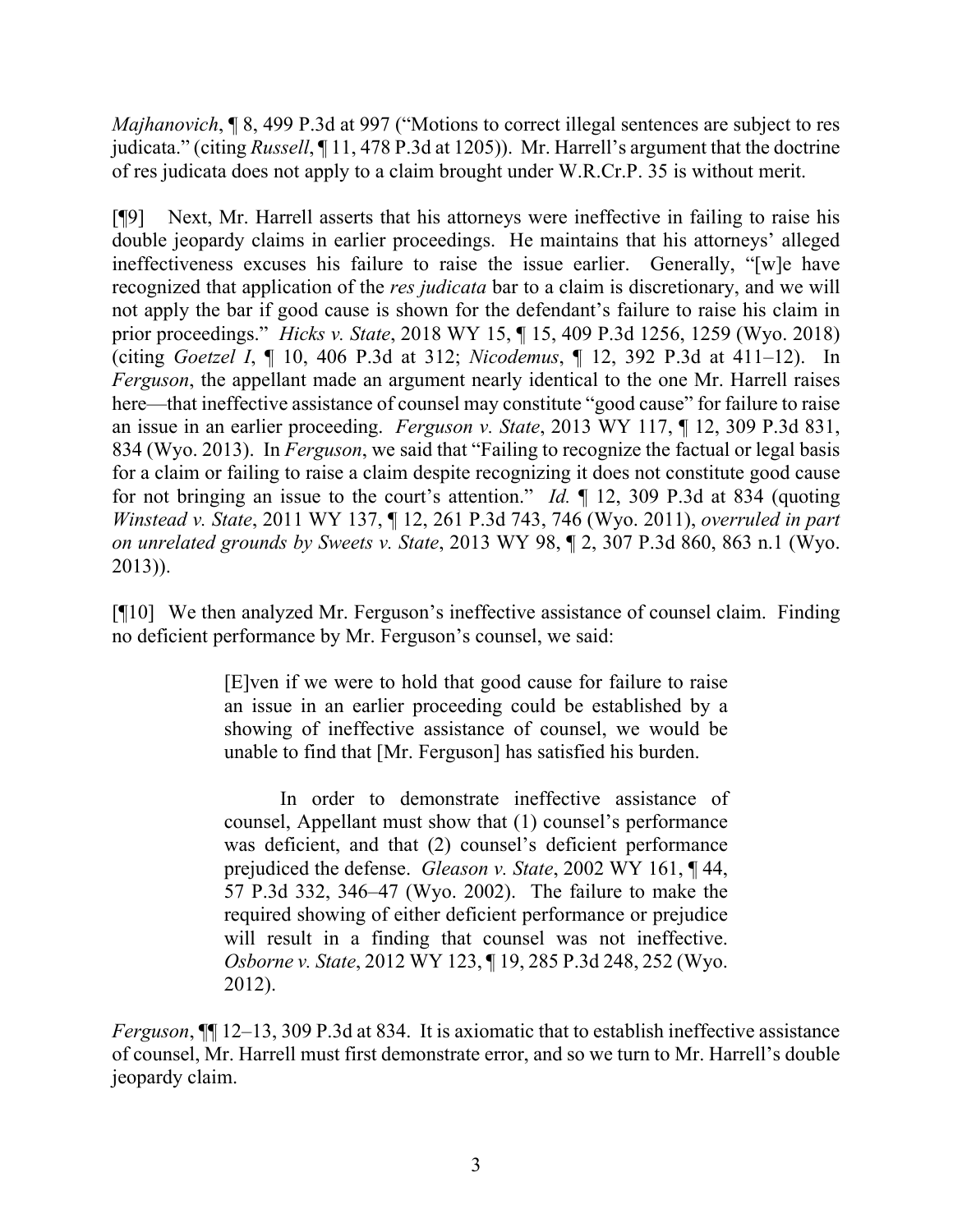*Majhanovich*, ¶ 8, 499 P.3d at 997 ("Motions to correct illegal sentences are subject to res judicata." (citing *Russell*, ¶ 11, 478 P.3d at 1205)). Mr. Harrell's argument that the doctrine of res judicata does not apply to a claim brought under W.R.Cr.P. 35 is without merit.

[¶9] Next, Mr. Harrell asserts that his attorneys were ineffective in failing to raise his double jeopardy claims in earlier proceedings. He maintains that his attorneys' alleged ineffectiveness excuses his failure to raise the issue earlier. Generally, "[w]e have recognized that application of the *res judicata* bar to a claim is discretionary, and we will not apply the bar if good cause is shown for the defendant's failure to raise his claim in prior proceedings." *Hicks v. State*, 2018 WY 15, ¶ 15, 409 P.3d 1256, 1259 (Wyo. 2018) (citing *Goetzel I*, ¶ 10, 406 P.3d at 312; *Nicodemus*, ¶ 12, 392 P.3d at 411–12). In *Ferguson*, the appellant made an argument nearly identical to the one Mr. Harrell raises here—that ineffective assistance of counsel may constitute "good cause" for failure to raise an issue in an earlier proceeding. *Ferguson v. State*, 2013 WY 117, ¶ 12, 309 P.3d 831, 834 (Wyo. 2013). In *Ferguson*, we said that "Failing to recognize the factual or legal basis for a claim or failing to raise a claim despite recognizing it does not constitute good cause for not bringing an issue to the court's attention." *Id.* ¶ 12, 309 P.3d at 834 (quoting *Winstead v. State*, 2011 WY 137, ¶ 12, 261 P.3d 743, 746 (Wyo. 2011), *overruled in part on unrelated grounds by Sweets v. State*, 2013 WY 98, ¶ 2, 307 P.3d 860, 863 n.1 (Wyo. 2013)).

[¶10] We then analyzed Mr. Ferguson's ineffective assistance of counsel claim. Finding no deficient performance by Mr. Ferguson's counsel, we said:

> [E]ven if we were to hold that good cause for failure to raise an issue in an earlier proceeding could be established by a showing of ineffective assistance of counsel, we would be unable to find that [Mr. Ferguson] has satisfied his burden.
>
> In order to demonstrate ineffective assistance of counsel, Appellant must show that (1) counsel's performance was deficient, and that (2) counsel's deficient performance prejudiced the defense. *Gleason v. State*, 2002 WY 161, ¶ 44, 57 P.3d 332, 346–47 (Wyo. 2002). The failure to make the required showing of either deficient performance or prejudice will result in a finding that counsel was not ineffective. *Osborne v. State*, 2012 WY 123, ¶ 19, 285 P.3d 248, 252 (Wyo. 2012).

*Ferguson*, ¶¶ 12–13, 309 P.3d at 834. It is axiomatic that to establish ineffective assistance of counsel, Mr. Harrell must first demonstrate error, and so we turn to Mr. Harrell's double jeopardy claim.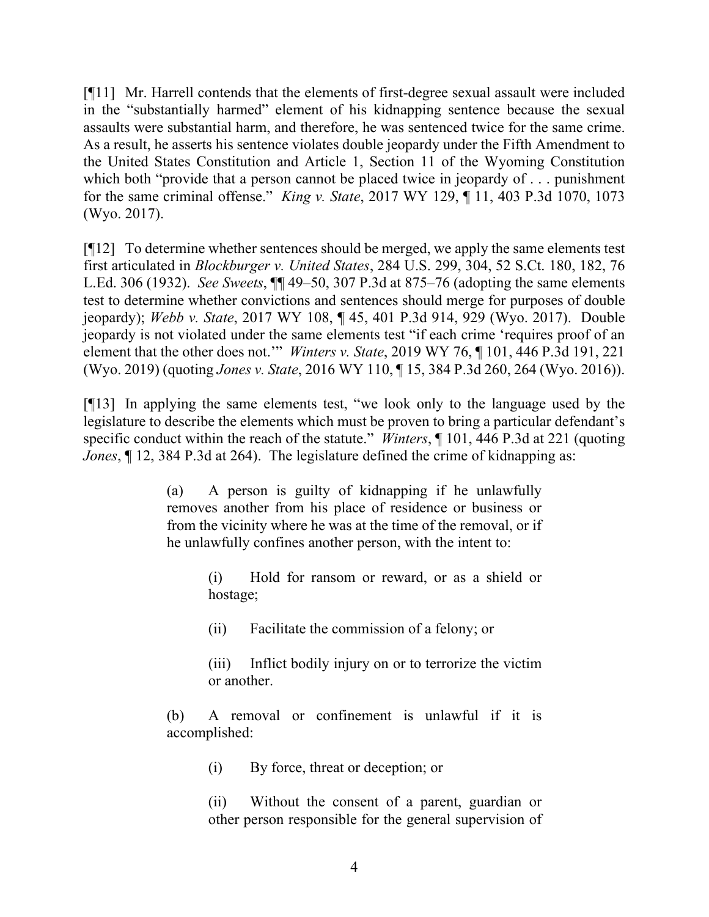[¶11] Mr. Harrell contends that the elements of first-degree sexual assault were included in the "substantially harmed" element of his kidnapping sentence because the sexual assaults were substantial harm, and therefore, he was sentenced twice for the same crime. As a result, he asserts his sentence violates double jeopardy under the Fifth Amendment to the United States Constitution and Article 1, Section 11 of the Wyoming Constitution which both "provide that a person cannot be placed twice in jeopardy of . . . punishment for the same criminal offense." *King v. State*, 2017 WY 129, ¶ 11, 403 P.3d 1070, 1073 (Wyo. 2017).

[¶12] To determine whether sentences should be merged, we apply the same elements test first articulated in *Blockburger v. United States*, 284 U.S. 299, 304, 52 S.Ct. 180, 182, 76 L.Ed. 306 (1932). *See Sweets*, ¶¶ 49–50, 307 P.3d at 875–76 (adopting the same elements test to determine whether convictions and sentences should merge for purposes of double jeopardy); *Webb v. State*, 2017 WY 108, ¶ 45, 401 P.3d 914, 929 (Wyo. 2017). Double jeopardy is not violated under the same elements test "if each crime 'requires proof of an element that the other does not.'" *Winters v. State*, 2019 WY 76, ¶ 101, 446 P.3d 191, 221 (Wyo. 2019) (quoting *Jones v. State*, 2016 WY 110, ¶ 15, 384 P.3d 260, 264 (Wyo. 2016)).

[¶13] In applying the same elements test, "we look only to the language used by the legislature to describe the elements which must be proven to bring a particular defendant's specific conduct within the reach of the statute." *Winters*, ¶ 101, 446 P.3d at 221 (quoting *Jones*, ¶ 12, 384 P.3d at 264). The legislature defined the crime of kidnapping as:

> (a) A person is guilty of kidnapping if he unlawfully removes another from his place of residence or business or from the vicinity where he was at the time of the removal, or if he unlawfully confines another person, with the intent to:
>
> > (i) Hold for ransom or reward, or as a shield or hostage;
> >
> > (ii) Facilitate the commission of a felony; or
> >
> > (iii) Inflict bodily injury on or to terrorize the victim or another.
>
> (b) A removal or confinement is unlawful if it is accomplished:
>
> > (i) By force, threat or deception; or
> >
> > (ii) Without the consent of a parent, guardian or other person responsible for the general supervision of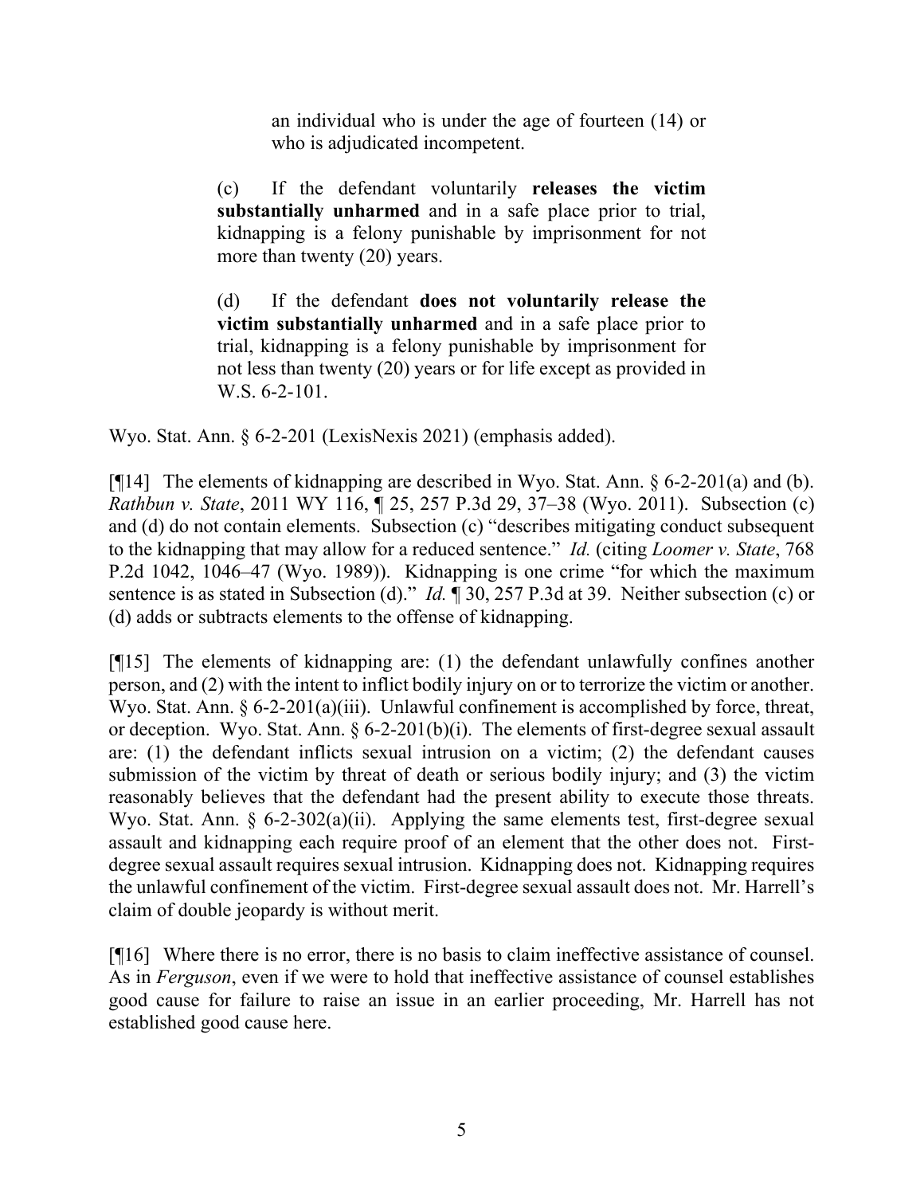> an individual who is under the age of fourteen (14) or who is adjudicated incompetent.
>
> (c) If the defendant voluntarily **releases the victim substantially unharmed** and in a safe place prior to trial, kidnapping is a felony punishable by imprisonment for not more than twenty (20) years.
>
> (d) If the defendant **does not voluntarily release the victim substantially unharmed** and in a safe place prior to trial, kidnapping is a felony punishable by imprisonment for not less than twenty (20) years or for life except as provided in W.S. 6-2-101.

Wyo. Stat. Ann. § 6-2-201 (LexisNexis 2021) (emphasis added).

[¶14] The elements of kidnapping are described in Wyo. Stat. Ann. § 6-2-201(a) and (b). *Rathbun v. State*, 2011 WY 116, ¶ 25, 257 P.3d 29, 37–38 (Wyo. 2011). Subsection (c) and (d) do not contain elements. Subsection (c) "describes mitigating conduct subsequent to the kidnapping that may allow for a reduced sentence." *Id.* (citing *Loomer v. State*, 768 P.2d 1042, 1046–47 (Wyo. 1989)). Kidnapping is one crime "for which the maximum sentence is as stated in Subsection (d)." *Id.* ¶ 30, 257 P.3d at 39. Neither subsection (c) or (d) adds or subtracts elements to the offense of kidnapping.

[¶15] The elements of kidnapping are: (1) the defendant unlawfully confines another person, and (2) with the intent to inflict bodily injury on or to terrorize the victim or another. Wyo. Stat. Ann. § 6-2-201(a)(iii). Unlawful confinement is accomplished by force, threat, or deception. Wyo. Stat. Ann. § 6-2-201(b)(i). The elements of first-degree sexual assault are: (1) the defendant inflicts sexual intrusion on a victim; (2) the defendant causes submission of the victim by threat of death or serious bodily injury; and (3) the victim reasonably believes that the defendant had the present ability to execute those threats. Wyo. Stat. Ann. § 6-2-302(a)(ii). Applying the same elements test, first-degree sexual assault and kidnapping each require proof of an element that the other does not. First-degree sexual assault requires sexual intrusion. Kidnapping does not. Kidnapping requires the unlawful confinement of the victim. First-degree sexual assault does not. Mr. Harrell's claim of double jeopardy is without merit.

[¶16] Where there is no error, there is no basis to claim ineffective assistance of counsel. As in *Ferguson*, even if we were to hold that ineffective assistance of counsel establishes good cause for failure to raise an issue in an earlier proceeding, Mr. Harrell has not established good cause here.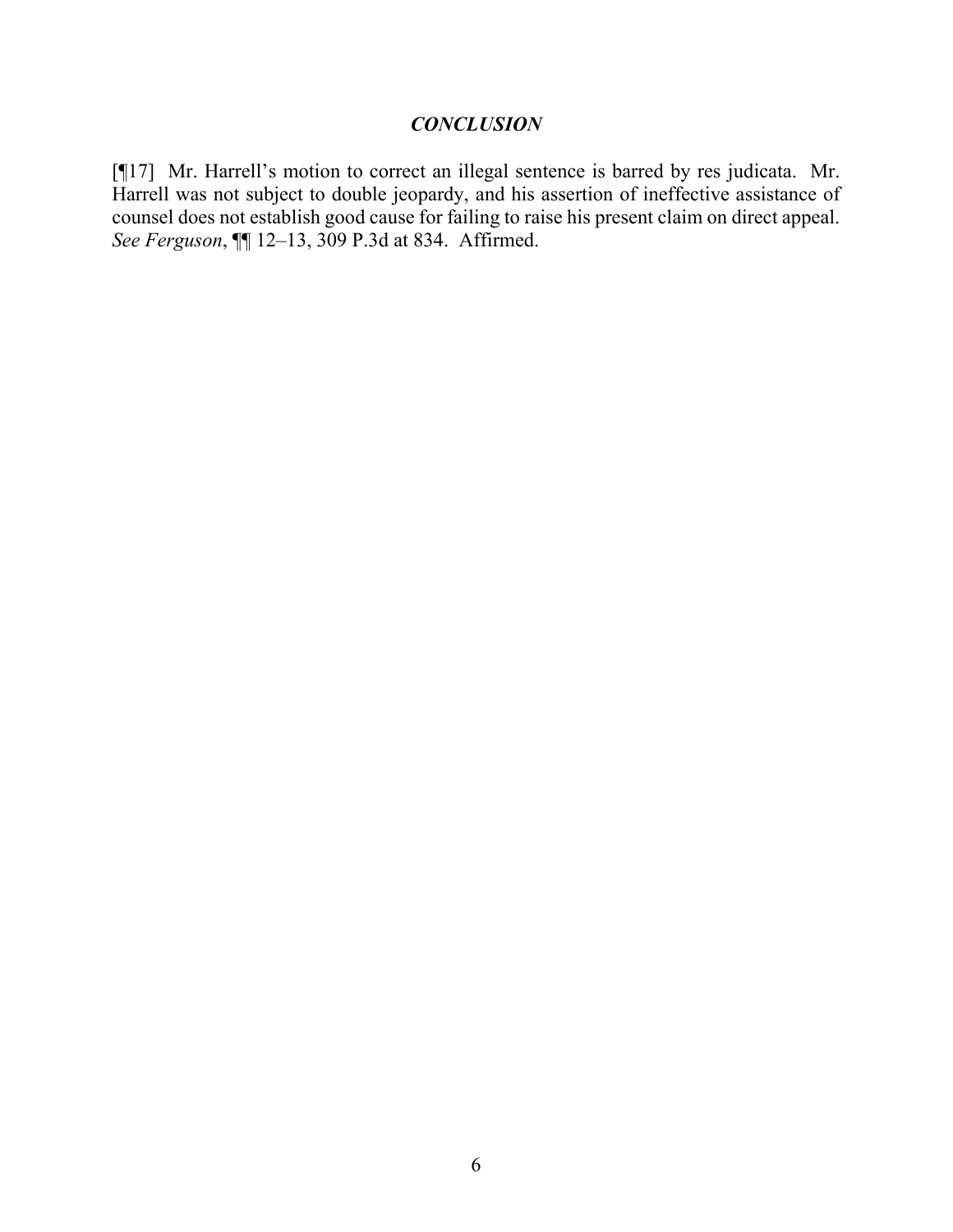## *CONCLUSION*

[¶17] Mr. Harrell's motion to correct an illegal sentence is barred by res judicata. Mr. Harrell was not subject to double jeopardy, and his assertion of ineffective assistance of counsel does not establish good cause for failing to raise his present claim on direct appeal. *See Ferguson*, ¶¶ 12–13, 309 P.3d at 834. Affirmed.